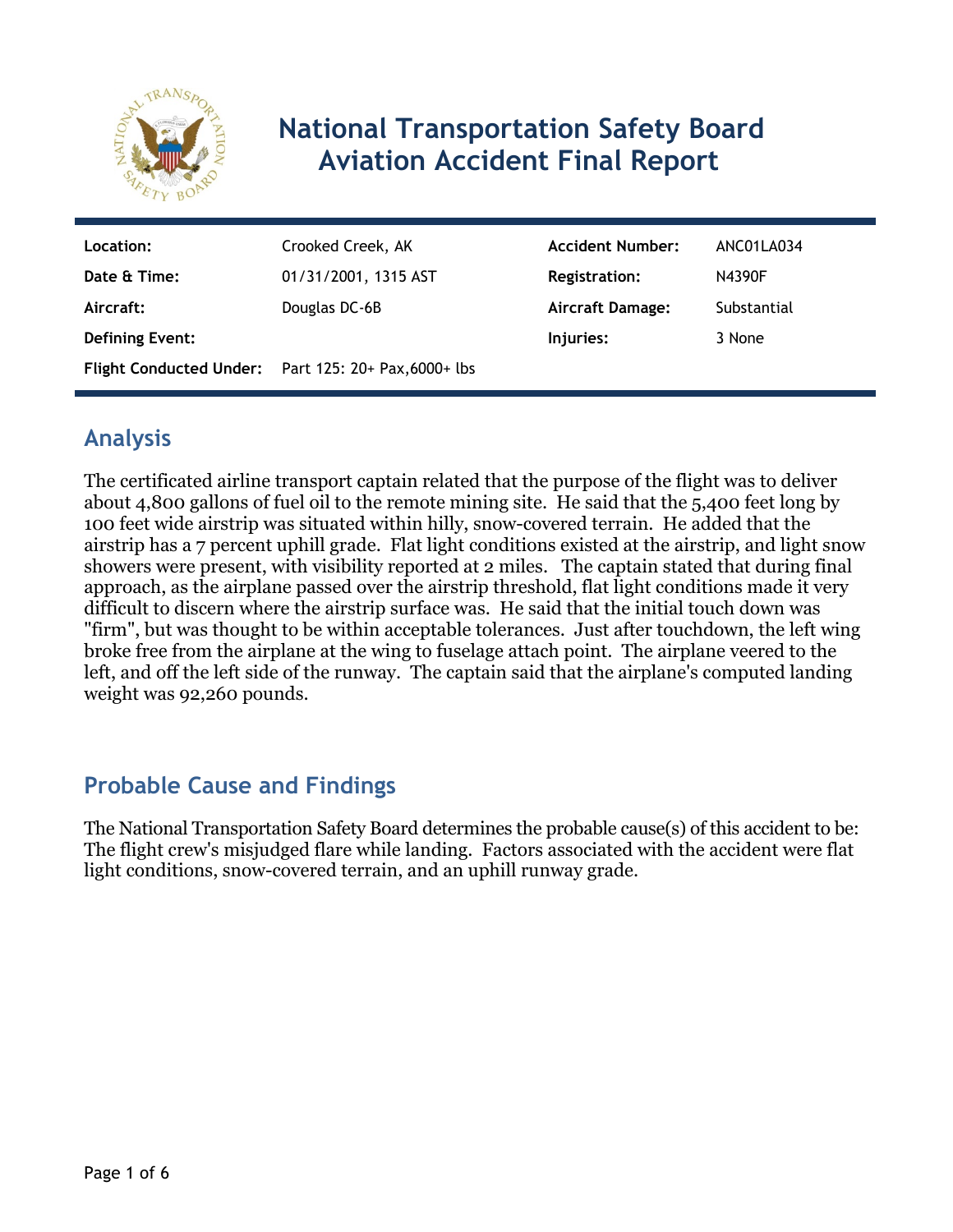# National Transportation Safety Board Aviation Accident Final Report

| | | | |
|---|---|---|---|
| **Location:** | Crooked Creek, AK | **Accident Number:** | ANC01LA034 |
| **Date & Time:** | 01/31/2001, 1315 AST | **Registration:** | N4390F |
| **Aircraft:** | Douglas DC-6B | **Aircraft Damage:** | Substantial |
| **Defining Event:** | | **Injuries:** | 3 None |
| **Flight Conducted Under:** | Part 125: 20+ Pax,6000+ lbs | | |

## Analysis

The certificated airline transport captain related that the purpose of the flight was to deliver about 4,800 gallons of fuel oil to the remote mining site. He said that the 5,400 feet long by 100 feet wide airstrip was situated within hilly, snow-covered terrain. He added that the airstrip has a 7 percent uphill grade. Flat light conditions existed at the airstrip, and light snow showers were present, with visibility reported at 2 miles. The captain stated that during final approach, as the airplane passed over the airstrip threshold, flat light conditions made it very difficult to discern where the airstrip surface was. He said that the initial touch down was "firm", but was thought to be within acceptable tolerances. Just after touchdown, the left wing broke free from the airplane at the wing to fuselage attach point. The airplane veered to the left, and off the left side of the runway. The captain said that the airplane's computed landing weight was 92,260 pounds.

## Probable Cause and Findings

The National Transportation Safety Board determines the probable cause(s) of this accident to be:
The flight crew's misjudged flare while landing. Factors associated with the accident were flat light conditions, snow-covered terrain, and an uphill runway grade.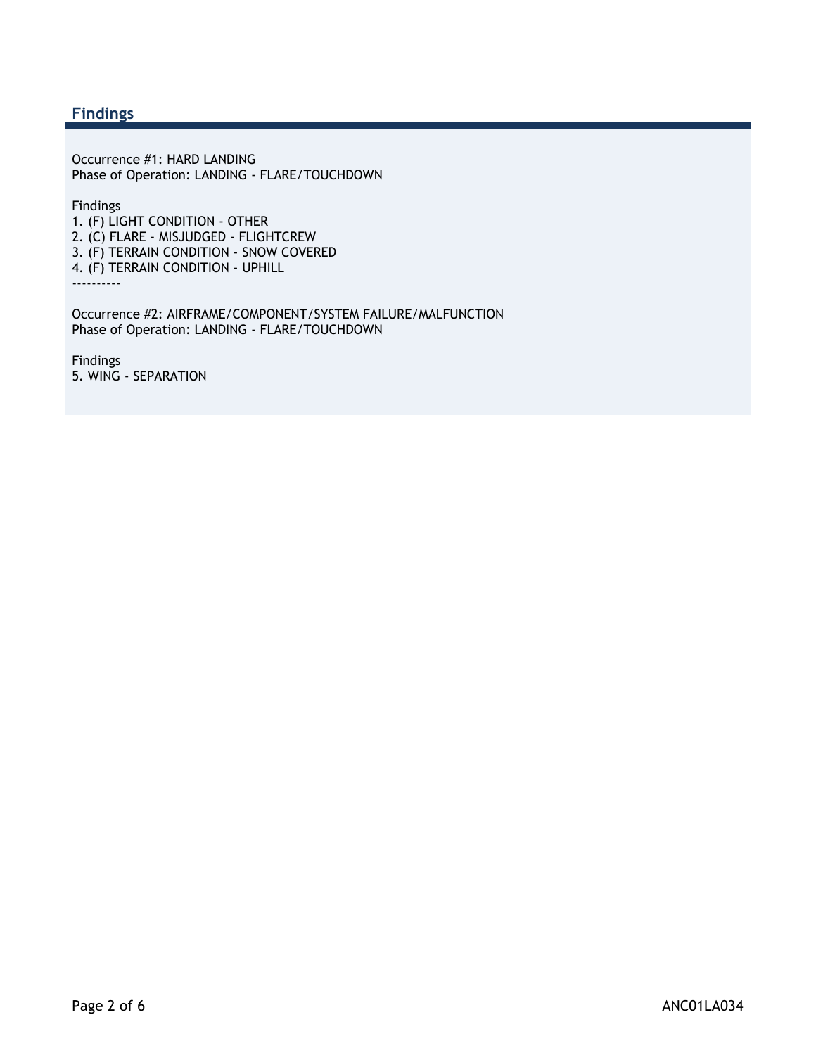## Findings

Occurrence #1: HARD LANDING
Phase of Operation: LANDING - FLARE/TOUCHDOWN

Findings
1. (F) LIGHT CONDITION - OTHER
2. (C) FLARE - MISJUDGED - FLIGHTCREW
3. (F) TERRAIN CONDITION - SNOW COVERED
4. (F) TERRAIN CONDITION - UPHILL

----------

Occurrence #2: AIRFRAME/COMPONENT/SYSTEM FAILURE/MALFUNCTION
Phase of Operation: LANDING - FLARE/TOUCHDOWN

Findings
5. WING - SEPARATION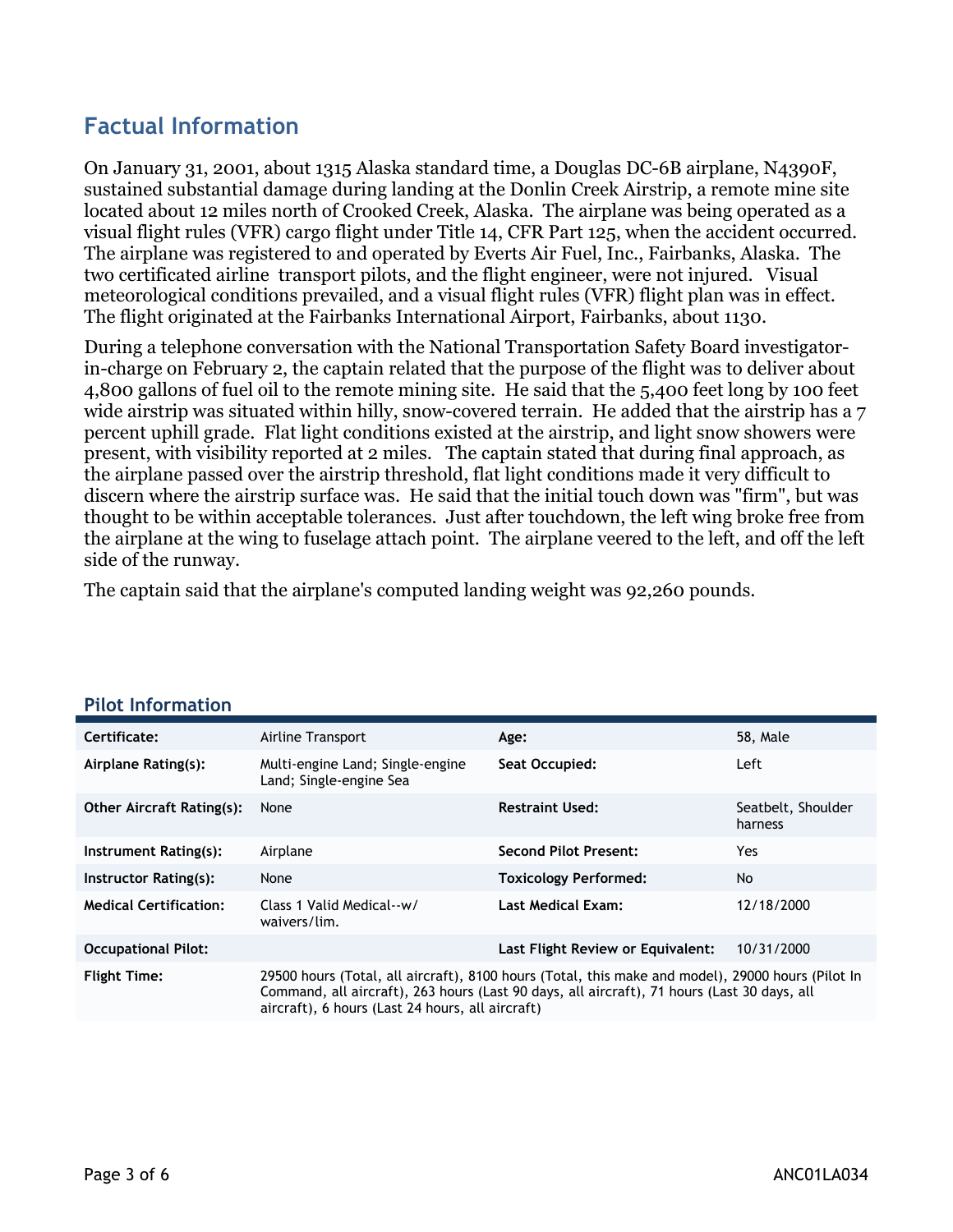## Factual Information

On January 31, 2001, about 1315 Alaska standard time, a Douglas DC-6B airplane, N4390F, sustained substantial damage during landing at the Donlin Creek Airstrip, a remote mine site located about 12 miles north of Crooked Creek, Alaska. The airplane was being operated as a visual flight rules (VFR) cargo flight under Title 14, CFR Part 125, when the accident occurred. The airplane was registered to and operated by Everts Air Fuel, Inc., Fairbanks, Alaska. The two certificated airline transport pilots, and the flight engineer, were not injured. Visual meteorological conditions prevailed, and a visual flight rules (VFR) flight plan was in effect. The flight originated at the Fairbanks International Airport, Fairbanks, about 1130.

During a telephone conversation with the National Transportation Safety Board investigator-in-charge on February 2, the captain related that the purpose of the flight was to deliver about 4,800 gallons of fuel oil to the remote mining site. He said that the 5,400 feet long by 100 feet wide airstrip was situated within hilly, snow-covered terrain. He added that the airstrip has a 7 percent uphill grade. Flat light conditions existed at the airstrip, and light snow showers were present, with visibility reported at 2 miles. The captain stated that during final approach, as the airplane passed over the airstrip threshold, flat light conditions made it very difficult to discern where the airstrip surface was. He said that the initial touch down was "firm", but was thought to be within acceptable tolerances. Just after touchdown, the left wing broke free from the airplane at the wing to fuselage attach point. The airplane veered to the left, and off the left side of the runway.

The captain said that the airplane's computed landing weight was 92,260 pounds.

### Pilot Information

| | | | |
|---|---|---|---|
| **Certificate:** | Airline Transport | **Age:** | 58, Male |
| **Airplane Rating(s):** | Multi-engine Land; Single-engine Land; Single-engine Sea | **Seat Occupied:** | Left |
| **Other Aircraft Rating(s):** | None | **Restraint Used:** | Seatbelt, Shoulder harness |
| **Instrument Rating(s):** | Airplane | **Second Pilot Present:** | Yes |
| **Instructor Rating(s):** | None | **Toxicology Performed:** | No |
| **Medical Certification:** | Class 1 Valid Medical--w/ waivers/lim. | **Last Medical Exam:** | 12/18/2000 |
| **Occupational Pilot:** | | **Last Flight Review or Equivalent:** | 10/31/2000 |
| **Flight Time:** | 29500 hours (Total, all aircraft), 8100 hours (Total, this make and model), 29000 hours (Pilot In Command, all aircraft), 263 hours (Last 90 days, all aircraft), 71 hours (Last 30 days, all aircraft), 6 hours (Last 24 hours, all aircraft) | | |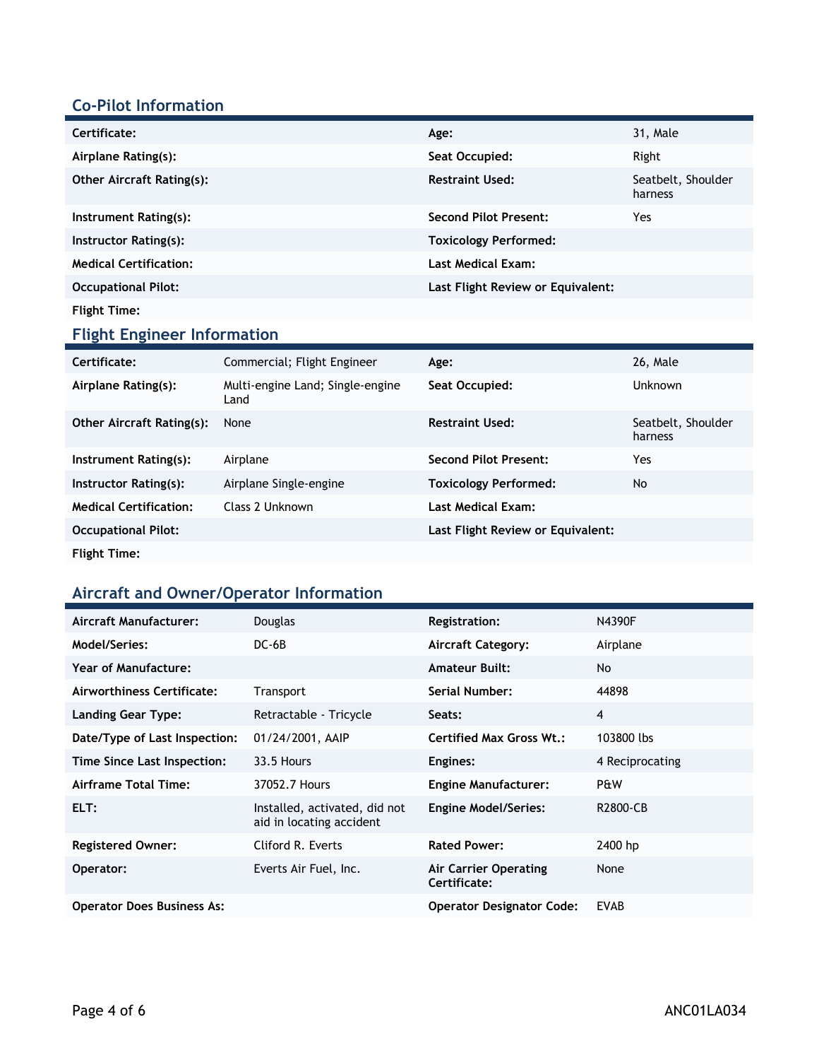## Co-Pilot Information

| | | | |
|---|---|---|---|
| **Certificate:** | | **Age:** | 31, Male |
| **Airplane Rating(s):** | | **Seat Occupied:** | Right |
| **Other Aircraft Rating(s):** | | **Restraint Used:** | Seatbelt, Shoulder harness |
| **Instrument Rating(s):** | | **Second Pilot Present:** | Yes |
| **Instructor Rating(s):** | | **Toxicology Performed:** | |
| **Medical Certification:** | | **Last Medical Exam:** | |
| **Occupational Pilot:** | | **Last Flight Review or Equivalent:** | |
| **Flight Time:** | | | |

## Flight Engineer Information

| | | | |
|---|---|---|---|
| **Certificate:** | Commercial; Flight Engineer | **Age:** | 26, Male |
| **Airplane Rating(s):** | Multi-engine Land; Single-engine Land | **Seat Occupied:** | Unknown |
| **Other Aircraft Rating(s):** | None | **Restraint Used:** | Seatbelt, Shoulder harness |
| **Instrument Rating(s):** | Airplane | **Second Pilot Present:** | Yes |
| **Instructor Rating(s):** | Airplane Single-engine | **Toxicology Performed:** | No |
| **Medical Certification:** | Class 2 Unknown | **Last Medical Exam:** | |
| **Occupational Pilot:** | | **Last Flight Review or Equivalent:** | |
| **Flight Time:** | | | |

## Aircraft and Owner/Operator Information

| | | | |
|---|---|---|---|
| **Aircraft Manufacturer:** | Douglas | **Registration:** | N4390F |
| **Model/Series:** | DC-6B | **Aircraft Category:** | Airplane |
| **Year of Manufacture:** | | **Amateur Built:** | No |
| **Airworthiness Certificate:** | Transport | **Serial Number:** | 44898 |
| **Landing Gear Type:** | Retractable - Tricycle | **Seats:** | 4 |
| **Date/Type of Last Inspection:** | 01/24/2001, AAIP | **Certified Max Gross Wt.:** | 103800 lbs |
| **Time Since Last Inspection:** | 33.5 Hours | **Engines:** | 4 Reciprocating |
| **Airframe Total Time:** | 37052.7 Hours | **Engine Manufacturer:** | P&W |
| **ELT:** | Installed, activated, did not aid in locating accident | **Engine Model/Series:** | R2800-CB |
| **Registered Owner:** | Cliford R. Everts | **Rated Power:** | 2400 hp |
| **Operator:** | Everts Air Fuel, Inc. | **Air Carrier Operating Certificate:** | None |
| **Operator Does Business As:** | | **Operator Designator Code:** | EVAB |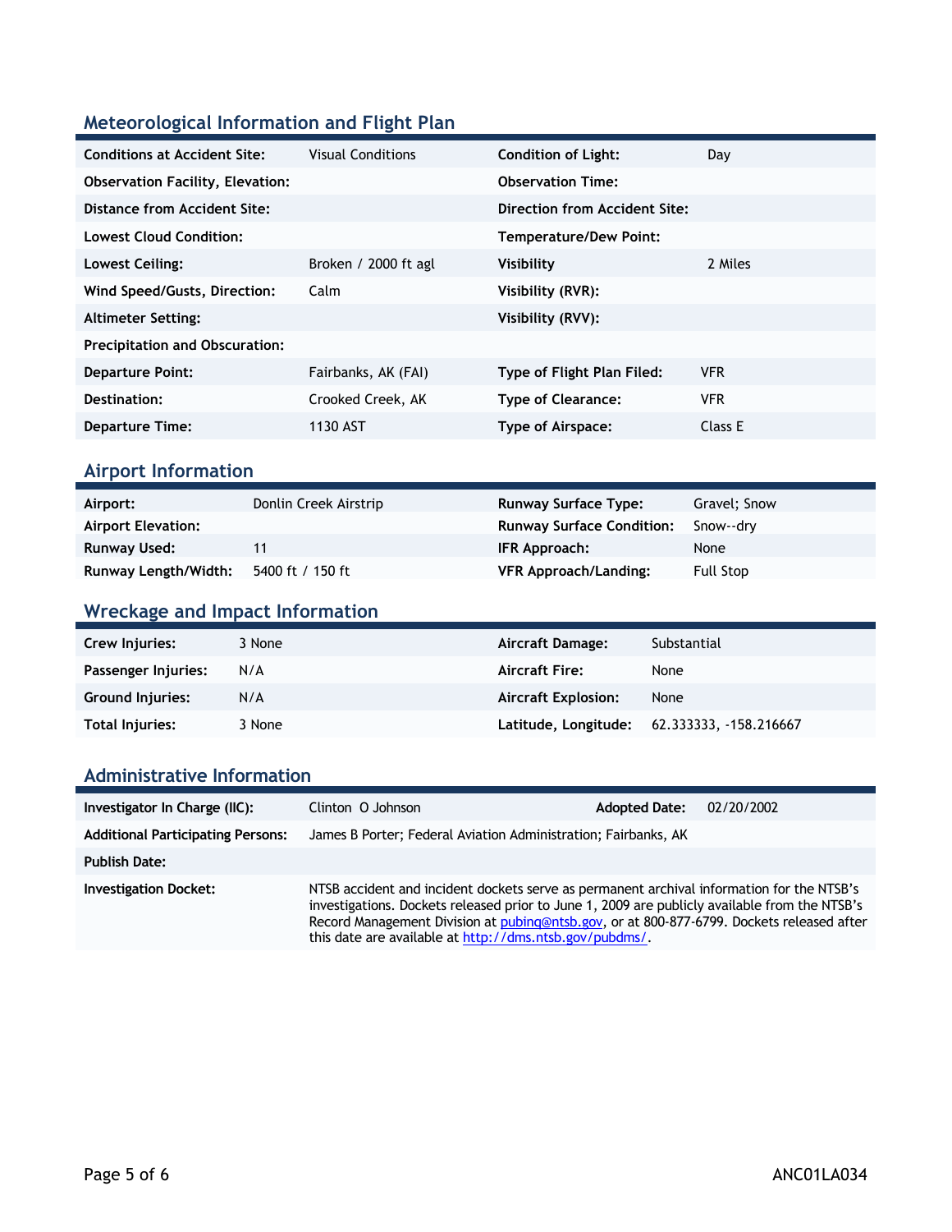## Meteorological Information and Flight Plan

| | | | |
|---|---|---|---|
| **Conditions at Accident Site:** | Visual Conditions | **Condition of Light:** | Day |
| **Observation Facility, Elevation:** | | **Observation Time:** | |
| **Distance from Accident Site:** | | **Direction from Accident Site:** | |
| **Lowest Cloud Condition:** | | **Temperature/Dew Point:** | |
| **Lowest Ceiling:** | Broken / 2000 ft agl | **Visibility** | 2 Miles |
| **Wind Speed/Gusts, Direction:** | Calm | **Visibility (RVR):** | |
| **Altimeter Setting:** | | **Visibility (RVV):** | |
| **Precipitation and Obscuration:** | | | |
| **Departure Point:** | Fairbanks, AK (FAI) | **Type of Flight Plan Filed:** | VFR |
| **Destination:** | Crooked Creek, AK | **Type of Clearance:** | VFR |
| **Departure Time:** | 1130 AST | **Type of Airspace:** | Class E |

## Airport Information

| | | | |
|---|---|---|---|
| **Airport:** | Donlin Creek Airstrip | **Runway Surface Type:** | Gravel; Snow |
| **Airport Elevation:** | | **Runway Surface Condition:** | Snow--dry |
| **Runway Used:** | 11 | **IFR Approach:** | None |
| **Runway Length/Width:** | 5400 ft / 150 ft | **VFR Approach/Landing:** | Full Stop |

## Wreckage and Impact Information

| | | | |
|---|---|---|---|
| **Crew Injuries:** | 3 None | **Aircraft Damage:** | Substantial |
| **Passenger Injuries:** | N/A | **Aircraft Fire:** | None |
| **Ground Injuries:** | N/A | **Aircraft Explosion:** | None |
| **Total Injuries:** | 3 None | **Latitude, Longitude:** | 62.333333, -158.216667 |

## Administrative Information

| | | | |
|---|---|---|---|
| **Investigator In Charge (IIC):** | Clinton O Johnson | **Adopted Date:** | 02/20/2002 |
| **Additional Participating Persons:** | James B Porter; Federal Aviation Administration; Fairbanks, AK | | |
| **Publish Date:** | | | |
| **Investigation Docket:** | NTSB accident and incident dockets serve as permanent archival information for the NTSB's investigations. Dockets released prior to June 1, 2009 are publicly available from the NTSB's Record Management Division at pubinq@ntsb.gov, or at 800-877-6799. Dockets released after this date are available at http://dms.ntsb.gov/pubdms/. | | |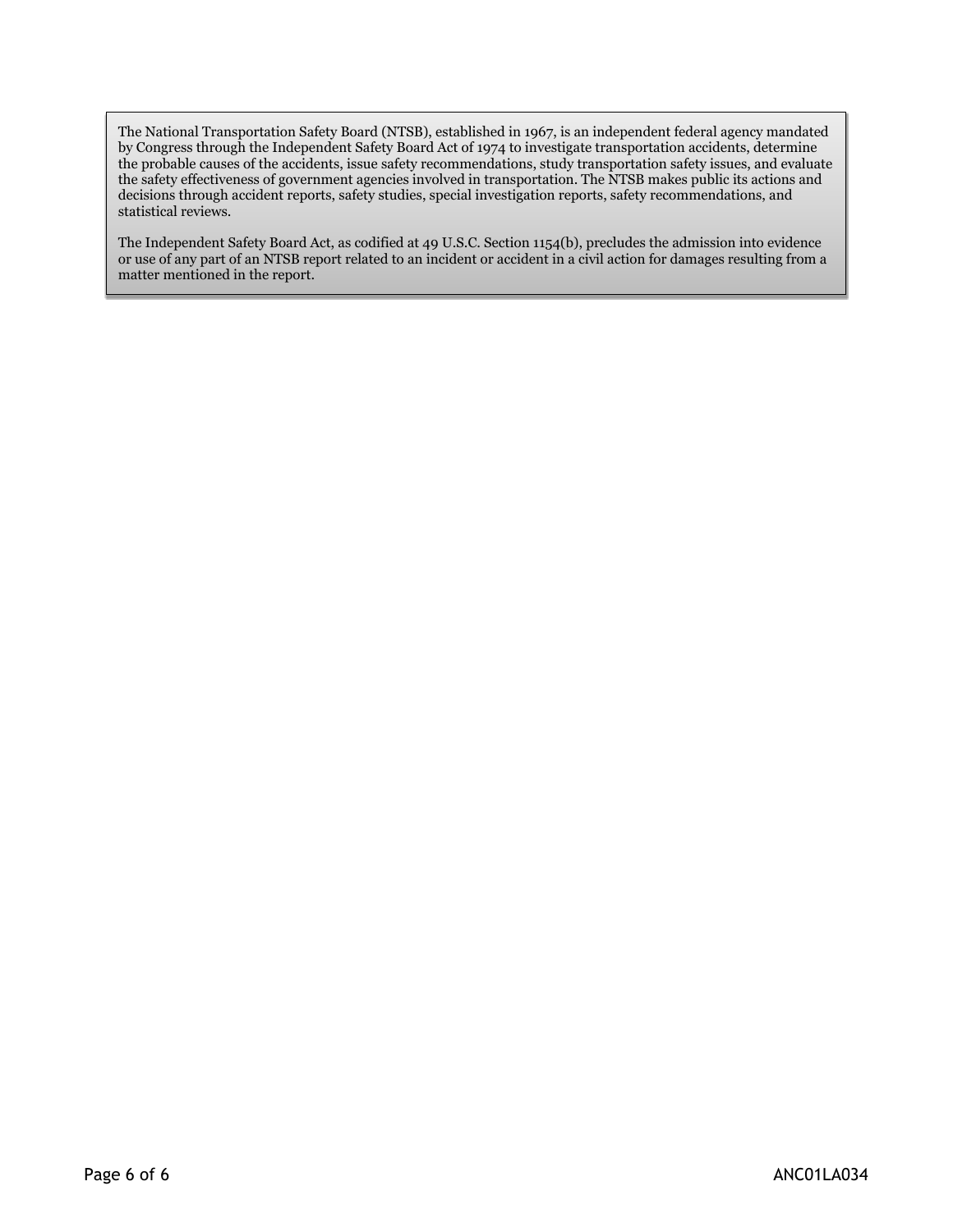The National Transportation Safety Board (NTSB), established in 1967, is an independent federal agency mandated by Congress through the Independent Safety Board Act of 1974 to investigate transportation accidents, determine the probable causes of the accidents, issue safety recommendations, study transportation safety issues, and evaluate the safety effectiveness of government agencies involved in transportation. The NTSB makes public its actions and decisions through accident reports, safety studies, special investigation reports, safety recommendations, and statistical reviews.

The Independent Safety Board Act, as codified at 49 U.S.C. Section 1154(b), precludes the admission into evidence or use of any part of an NTSB report related to an incident or accident in a civil action for damages resulting from a matter mentioned in the report.